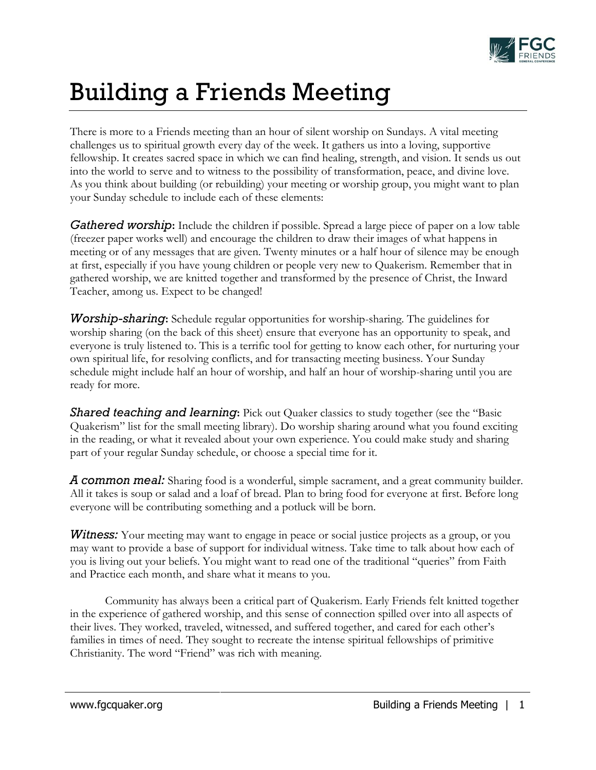# Building a Friends Meeting

There is more to a Friends meeting than an hour of silent worship on Sundays. A vital meeting challenges us to spiritual growth every day of the week. It gathers us into a loving, supportive fellowship. It creates sacred space in which we can find healing, strength, and vision. It sends us out into the world to serve and to witness to the possibility of transformation, peace, and divine love. As you think about building (or rebuilding) your meeting or worship group, you might want to plan your Sunday schedule to include each of these elements:

***Gathered worship*:** Include the children if possible. Spread a large piece of paper on a low table (freezer paper works well) and encourage the children to draw their images of what happens in meeting or of any messages that are given. Twenty minutes or a half hour of silence may be enough at first, especially if you have young children or people very new to Quakerism. Remember that in gathered worship, we are knitted together and transformed by the presence of Christ, the Inward Teacher, among us. Expect to be changed!

***Worship-sharing*:** Schedule regular opportunities for worship-sharing. The guidelines for worship sharing (on the back of this sheet) ensure that everyone has an opportunity to speak, and everyone is truly listened to. This is a terrific tool for getting to know each other, for nurturing your own spiritual life, for resolving conflicts, and for transacting meeting business. Your Sunday schedule might include half an hour of worship, and half an hour of worship-sharing until you are ready for more.

***Shared teaching and learning*:** Pick out Quaker classics to study together (see the "Basic Quakerism" list for the small meeting library). Do worship sharing around what you found exciting in the reading, or what it revealed about your own experience. You could make study and sharing part of your regular Sunday schedule, or choose a special time for it.

***A common meal:*** Sharing food is a wonderful, simple sacrament, and a great community builder. All it takes is soup or salad and a loaf of bread. Plan to bring food for everyone at first. Before long everyone will be contributing something and a potluck will be born.

***Witness:*** Your meeting may want to engage in peace or social justice projects as a group, or you may want to provide a base of support for individual witness. Take time to talk about how each of you is living out your beliefs. You might want to read one of the traditional "queries" from Faith and Practice each month, and share what it means to you.

Community has always been a critical part of Quakerism. Early Friends felt knitted together in the experience of gathered worship, and this sense of connection spilled over into all aspects of their lives. They worked, traveled, witnessed, and suffered together, and cared for each other's families in times of need. They sought to recreate the intense spiritual fellowships of primitive Christianity. The word "Friend" was rich with meaning.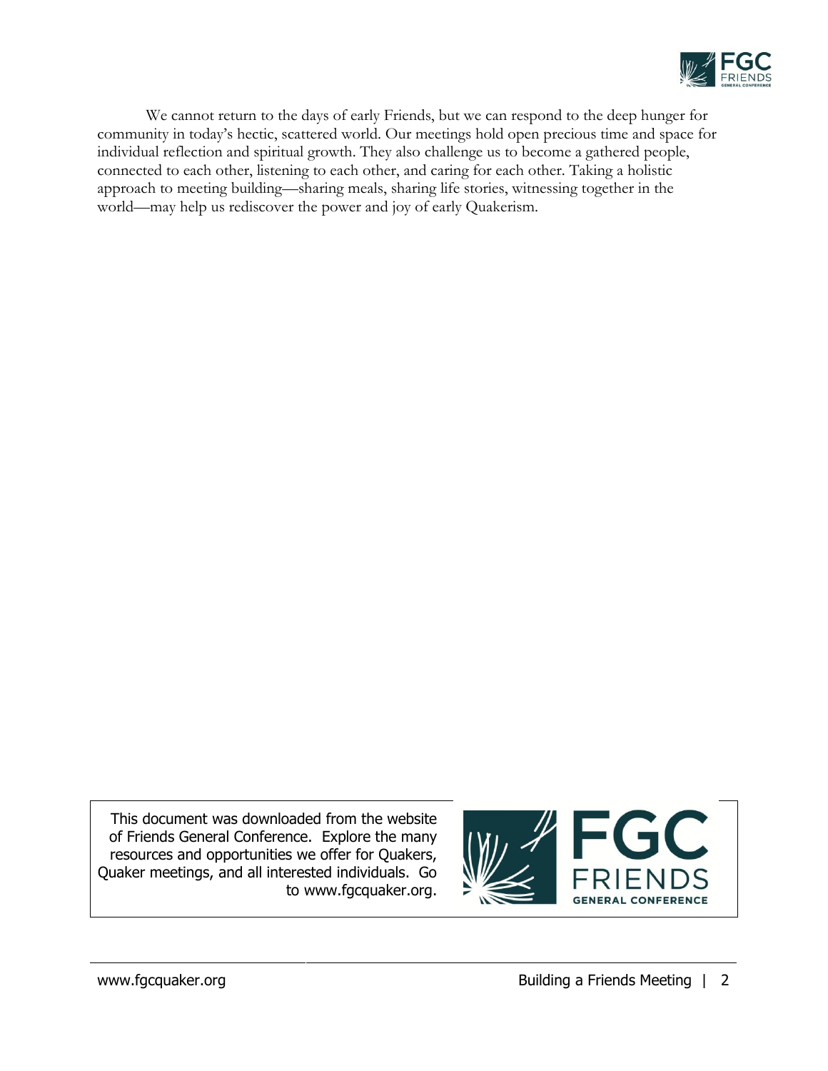We cannot return to the days of early Friends, but we can respond to the deep hunger for community in today's hectic, scattered world. Our meetings hold open precious time and space for individual reflection and spiritual growth. They also challenge us to become a gathered people, connected to each other, listening to each other, and caring for each other. Taking a holistic approach to meeting building—sharing meals, sharing life stories, witnessing together in the world—may help us rediscover the power and joy of early Quakerism.

This document was downloaded from the website of Friends General Conference. Explore the many resources and opportunities we offer for Quakers, Quaker meetings, and all interested individuals. Go to www.fgcquaker.org.